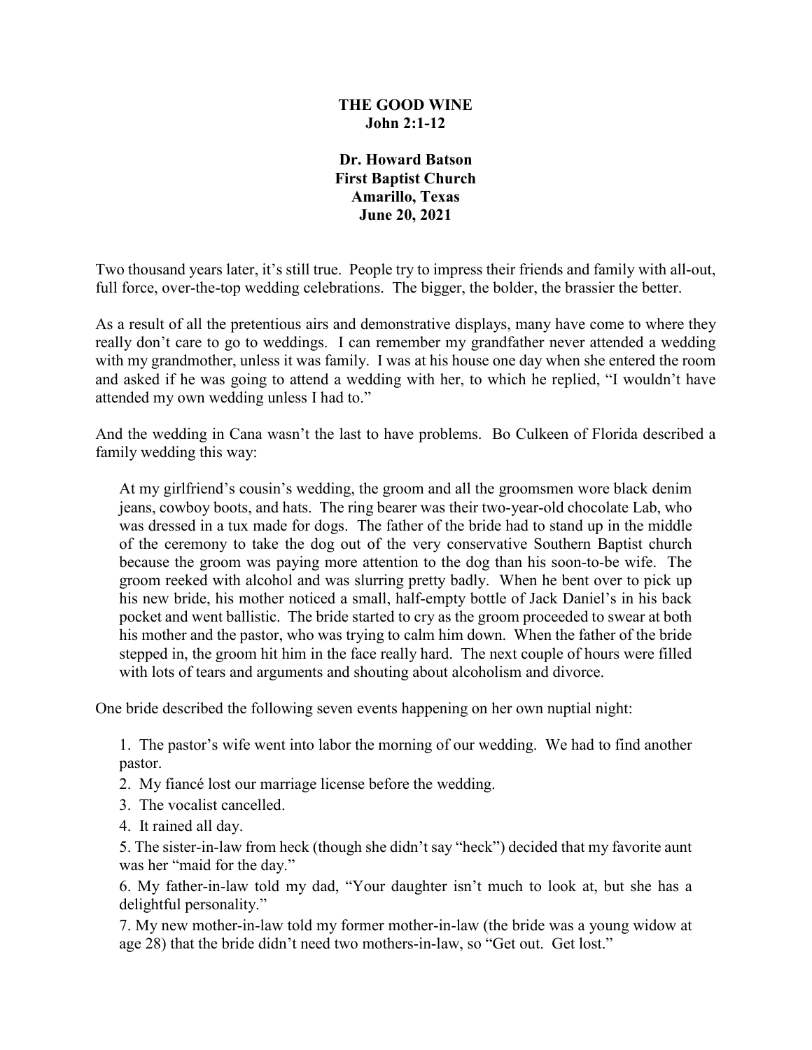# THE GOOD WINE
## John 2:1-12

**Dr. Howard Batson**
**First Baptist Church**
**Amarillo, Texas**
**June 20, 2021**

Two thousand years later, it's still true. People try to impress their friends and family with all-out, full force, over-the-top wedding celebrations. The bigger, the bolder, the brassier the better.

As a result of all the pretentious airs and demonstrative displays, many have come to where they really don't care to go to weddings. I can remember my grandfather never attended a wedding with my grandmother, unless it was family. I was at his house one day when she entered the room and asked if he was going to attend a wedding with her, to which he replied, "I wouldn't have attended my own wedding unless I had to."

And the wedding in Cana wasn't the last to have problems. Bo Culkeen of Florida described a family wedding this way:

> At my girlfriend's cousin's wedding, the groom and all the groomsmen wore black denim jeans, cowboy boots, and hats. The ring bearer was their two-year-old chocolate Lab, who was dressed in a tux made for dogs. The father of the bride had to stand up in the middle of the ceremony to take the dog out of the very conservative Southern Baptist church because the groom was paying more attention to the dog than his soon-to-be wife. The groom reeked with alcohol and was slurring pretty badly. When he bent over to pick up his new bride, his mother noticed a small, half-empty bottle of Jack Daniel's in his back pocket and went ballistic. The bride started to cry as the groom proceeded to swear at both his mother and the pastor, who was trying to calm him down. When the father of the bride stepped in, the groom hit him in the face really hard. The next couple of hours were filled with lots of tears and arguments and shouting about alcoholism and divorce.

One bride described the following seven events happening on her own nuptial night:

> 1. The pastor's wife went into labor the morning of our wedding. We had to find another pastor.
> 2. My fiancé lost our marriage license before the wedding.
> 3. The vocalist cancelled.
> 4. It rained all day.
> 5. The sister-in-law from heck (though she didn't say "heck") decided that my favorite aunt was her "maid for the day."
> 6. My father-in-law told my dad, "Your daughter isn't much to look at, but she has a delightful personality."
> 7. My new mother-in-law told my former mother-in-law (the bride was a young widow at age 28) that the bride didn't need two mothers-in-law, so "Get out. Get lost."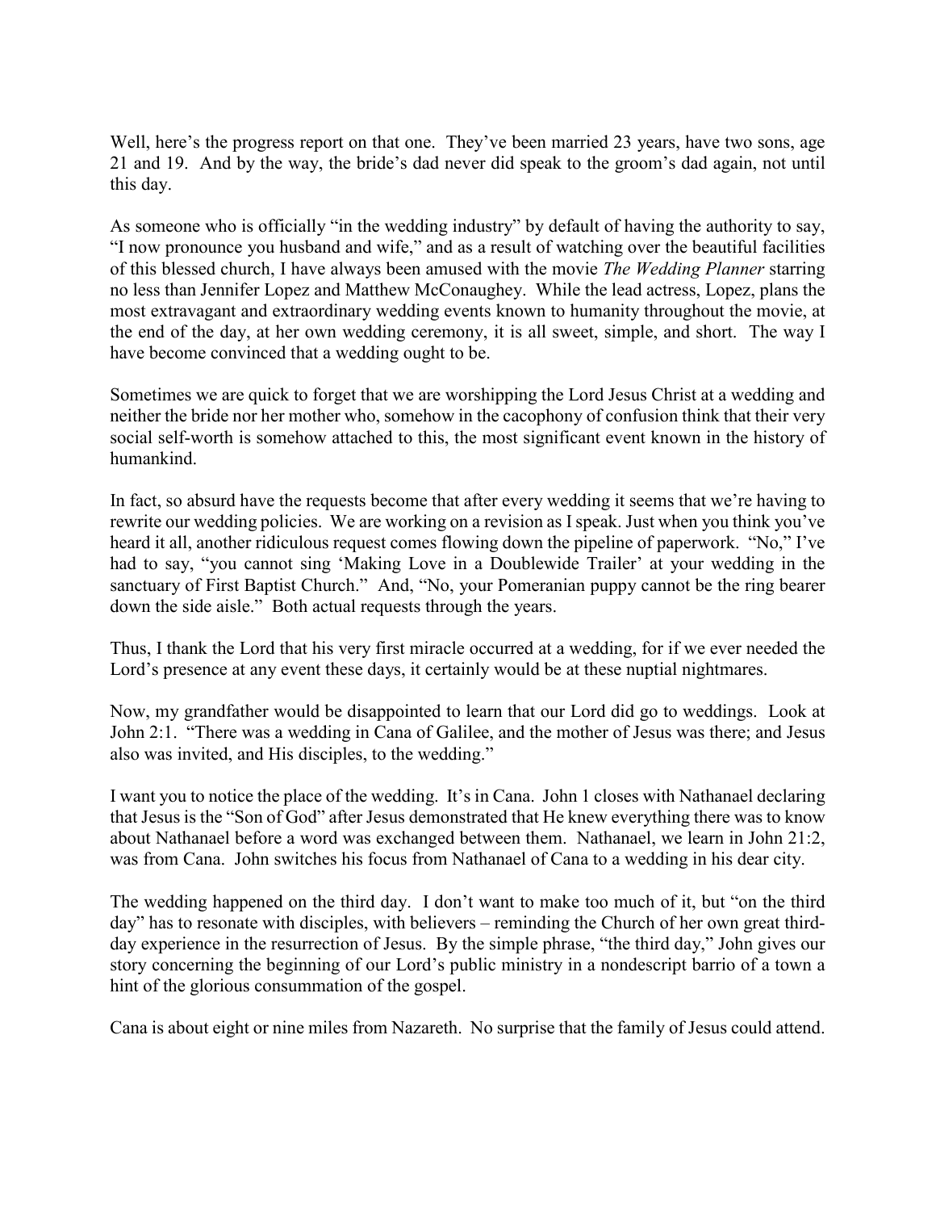Well, here's the progress report on that one. They've been married 23 years, have two sons, age 21 and 19. And by the way, the bride's dad never did speak to the groom's dad again, not until this day.

As someone who is officially "in the wedding industry" by default of having the authority to say, "I now pronounce you husband and wife," and as a result of watching over the beautiful facilities of this blessed church, I have always been amused with the movie *The Wedding Planner* starring no less than Jennifer Lopez and Matthew McConaughey. While the lead actress, Lopez, plans the most extravagant and extraordinary wedding events known to humanity throughout the movie, at the end of the day, at her own wedding ceremony, it is all sweet, simple, and short. The way I have become convinced that a wedding ought to be.

Sometimes we are quick to forget that we are worshipping the Lord Jesus Christ at a wedding and neither the bride nor her mother who, somehow in the cacophony of confusion think that their very social self-worth is somehow attached to this, the most significant event known in the history of humankind.

In fact, so absurd have the requests become that after every wedding it seems that we're having to rewrite our wedding policies. We are working on a revision as I speak. Just when you think you've heard it all, another ridiculous request comes flowing down the pipeline of paperwork. "No," I've had to say, "you cannot sing 'Making Love in a Doublewide Trailer' at your wedding in the sanctuary of First Baptist Church." And, "No, your Pomeranian puppy cannot be the ring bearer down the side aisle." Both actual requests through the years.

Thus, I thank the Lord that his very first miracle occurred at a wedding, for if we ever needed the Lord's presence at any event these days, it certainly would be at these nuptial nightmares.

Now, my grandfather would be disappointed to learn that our Lord did go to weddings. Look at John 2:1. "There was a wedding in Cana of Galilee, and the mother of Jesus was there; and Jesus also was invited, and His disciples, to the wedding."

I want you to notice the place of the wedding. It's in Cana. John 1 closes with Nathanael declaring that Jesus is the "Son of God" after Jesus demonstrated that He knew everything there was to know about Nathanael before a word was exchanged between them. Nathanael, we learn in John 21:2, was from Cana. John switches his focus from Nathanael of Cana to a wedding in his dear city.

The wedding happened on the third day. I don't want to make too much of it, but "on the third day" has to resonate with disciples, with believers – reminding the Church of her own great third-day experience in the resurrection of Jesus. By the simple phrase, "the third day," John gives our story concerning the beginning of our Lord's public ministry in a nondescript barrio of a town a hint of the glorious consummation of the gospel.

Cana is about eight or nine miles from Nazareth. No surprise that the family of Jesus could attend.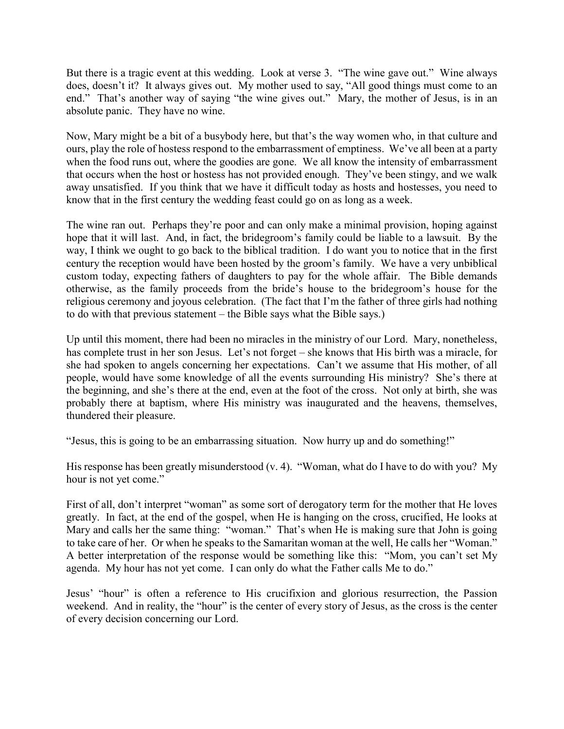But there is a tragic event at this wedding. Look at verse 3. "The wine gave out." Wine always does, doesn't it? It always gives out. My mother used to say, "All good things must come to an end." That's another way of saying "the wine gives out." Mary, the mother of Jesus, is in an absolute panic. They have no wine.

Now, Mary might be a bit of a busybody here, but that's the way women who, in that culture and ours, play the role of hostess respond to the embarrassment of emptiness. We've all been at a party when the food runs out, where the goodies are gone. We all know the intensity of embarrassment that occurs when the host or hostess has not provided enough. They've been stingy, and we walk away unsatisfied. If you think that we have it difficult today as hosts and hostesses, you need to know that in the first century the wedding feast could go on as long as a week.

The wine ran out. Perhaps they're poor and can only make a minimal provision, hoping against hope that it will last. And, in fact, the bridegroom's family could be liable to a lawsuit. By the way, I think we ought to go back to the biblical tradition. I do want you to notice that in the first century the reception would have been hosted by the groom's family. We have a very unbiblical custom today, expecting fathers of daughters to pay for the whole affair. The Bible demands otherwise, as the family proceeds from the bride's house to the bridegroom's house for the religious ceremony and joyous celebration. (The fact that I'm the father of three girls had nothing to do with that previous statement – the Bible says what the Bible says.)

Up until this moment, there had been no miracles in the ministry of our Lord. Mary, nonetheless, has complete trust in her son Jesus. Let's not forget – she knows that His birth was a miracle, for she had spoken to angels concerning her expectations. Can't we assume that His mother, of all people, would have some knowledge of all the events surrounding His ministry? She's there at the beginning, and she's there at the end, even at the foot of the cross. Not only at birth, she was probably there at baptism, where His ministry was inaugurated and the heavens, themselves, thundered their pleasure.

"Jesus, this is going to be an embarrassing situation. Now hurry up and do something!"

His response has been greatly misunderstood (v. 4). "Woman, what do I have to do with you? My hour is not yet come."

First of all, don't interpret "woman" as some sort of derogatory term for the mother that He loves greatly. In fact, at the end of the gospel, when He is hanging on the cross, crucified, He looks at Mary and calls her the same thing: "woman." That's when He is making sure that John is going to take care of her. Or when he speaks to the Samaritan woman at the well, He calls her "Woman." A better interpretation of the response would be something like this: "Mom, you can't set My agenda. My hour has not yet come. I can only do what the Father calls Me to do."

Jesus' "hour" is often a reference to His crucifixion and glorious resurrection, the Passion weekend. And in reality, the "hour" is the center of every story of Jesus, as the cross is the center of every decision concerning our Lord.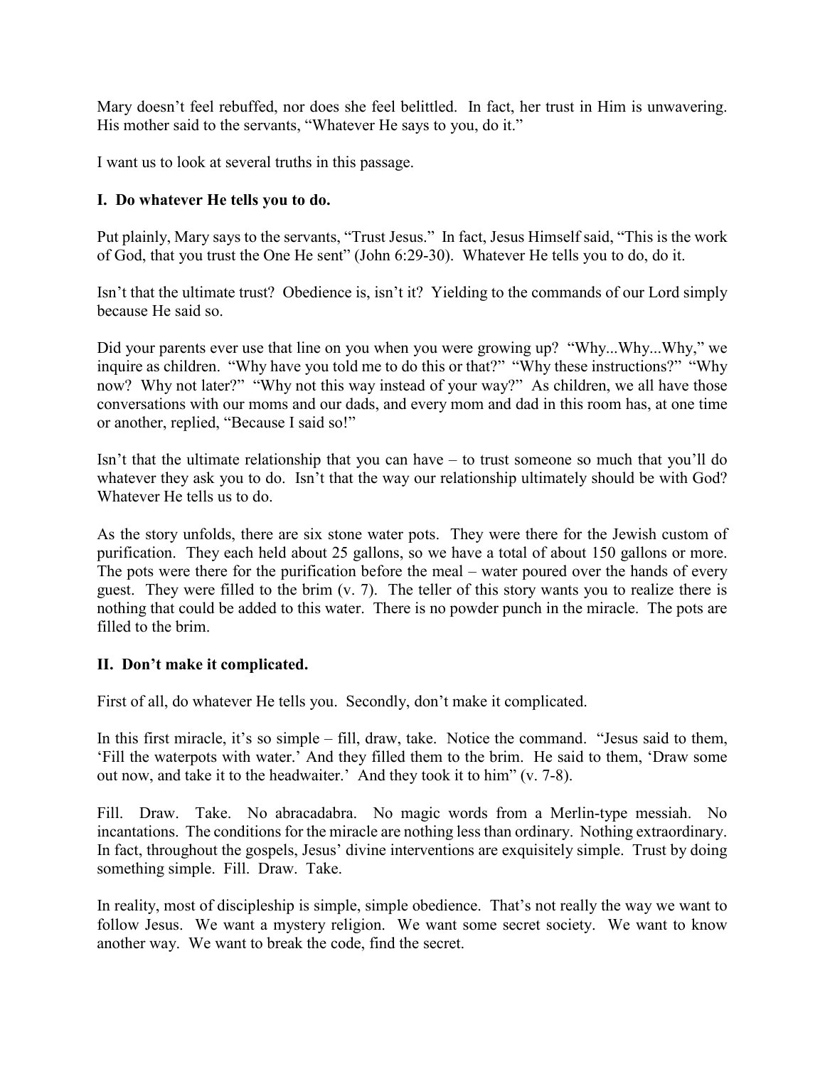Mary doesn't feel rebuffed, nor does she feel belittled. In fact, her trust in Him is unwavering. His mother said to the servants, "Whatever He says to you, do it."

I want us to look at several truths in this passage.

### I. Do whatever He tells you to do.

Put plainly, Mary says to the servants, "Trust Jesus." In fact, Jesus Himself said, "This is the work of God, that you trust the One He sent" (John 6:29-30). Whatever He tells you to do, do it.

Isn't that the ultimate trust? Obedience is, isn't it? Yielding to the commands of our Lord simply because He said so.

Did your parents ever use that line on you when you were growing up? "Why...Why...Why," we inquire as children. "Why have you told me to do this or that?" "Why these instructions?" "Why now? Why not later?" "Why not this way instead of your way?" As children, we all have those conversations with our moms and our dads, and every mom and dad in this room has, at one time or another, replied, "Because I said so!"

Isn't that the ultimate relationship that you can have – to trust someone so much that you'll do whatever they ask you to do. Isn't that the way our relationship ultimately should be with God? Whatever He tells us to do.

As the story unfolds, there are six stone water pots. They were there for the Jewish custom of purification. They each held about 25 gallons, so we have a total of about 150 gallons or more. The pots were there for the purification before the meal – water poured over the hands of every guest. They were filled to the brim (v. 7). The teller of this story wants you to realize there is nothing that could be added to this water. There is no powder punch in the miracle. The pots are filled to the brim.

### II. Don't make it complicated.

First of all, do whatever He tells you. Secondly, don't make it complicated.

In this first miracle, it's so simple – fill, draw, take. Notice the command. "Jesus said to them, 'Fill the waterpots with water.' And they filled them to the brim. He said to them, 'Draw some out now, and take it to the headwaiter.' And they took it to him" (v. 7-8).

Fill. Draw. Take. No abracadabra. No magic words from a Merlin-type messiah. No incantations. The conditions for the miracle are nothing less than ordinary. Nothing extraordinary. In fact, throughout the gospels, Jesus' divine interventions are exquisitely simple. Trust by doing something simple. Fill. Draw. Take.

In reality, most of discipleship is simple, simple obedience. That's not really the way we want to follow Jesus. We want a mystery religion. We want some secret society. We want to know another way. We want to break the code, find the secret.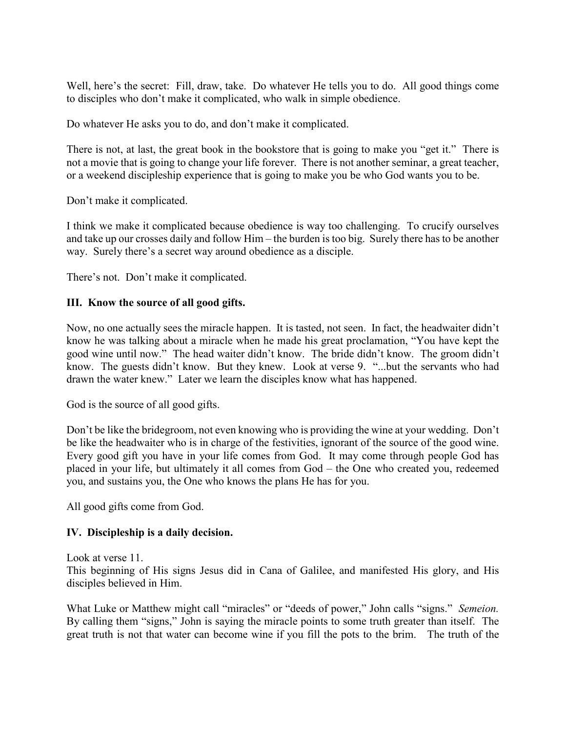Well, here's the secret: Fill, draw, take. Do whatever He tells you to do. All good things come to disciples who don't make it complicated, who walk in simple obedience.

Do whatever He asks you to do, and don't make it complicated.

There is not, at last, the great book in the bookstore that is going to make you "get it." There is not a movie that is going to change your life forever. There is not another seminar, a great teacher, or a weekend discipleship experience that is going to make you be who God wants you to be.

Don't make it complicated.

I think we make it complicated because obedience is way too challenging. To crucify ourselves and take up our crosses daily and follow Him – the burden is too big. Surely there has to be another way. Surely there's a secret way around obedience as a disciple.

There's not. Don't make it complicated.

## III. Know the source of all good gifts.

Now, no one actually sees the miracle happen. It is tasted, not seen. In fact, the headwaiter didn't know he was talking about a miracle when he made his great proclamation, "You have kept the good wine until now." The head waiter didn't know. The bride didn't know. The groom didn't know. The guests didn't know. But they knew. Look at verse 9. "...but the servants who had drawn the water knew." Later we learn the disciples know what has happened.

God is the source of all good gifts.

Don't be like the bridegroom, not even knowing who is providing the wine at your wedding. Don't be like the headwaiter who is in charge of the festivities, ignorant of the source of the good wine. Every good gift you have in your life comes from God. It may come through people God has placed in your life, but ultimately it all comes from God – the One who created you, redeemed you, and sustains you, the One who knows the plans He has for you.

All good gifts come from God.

## IV. Discipleship is a daily decision.

Look at verse 11.
This beginning of His signs Jesus did in Cana of Galilee, and manifested His glory, and His disciples believed in Him.

What Luke or Matthew might call "miracles" or "deeds of power," John calls "signs." *Semeion.* By calling them "signs," John is saying the miracle points to some truth greater than itself. The great truth is not that water can become wine if you fill the pots to the brim. The truth of the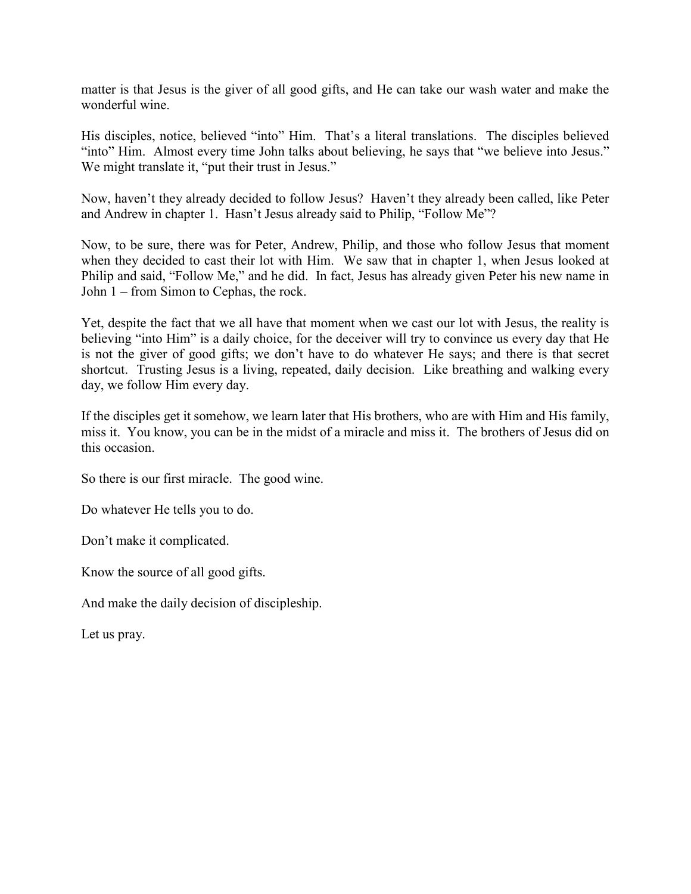matter is that Jesus is the giver of all good gifts, and He can take our wash water and make the wonderful wine.

His disciples, notice, believed "into" Him. That's a literal translations. The disciples believed "into" Him. Almost every time John talks about believing, he says that "we believe into Jesus." We might translate it, "put their trust in Jesus."

Now, haven't they already decided to follow Jesus? Haven't they already been called, like Peter and Andrew in chapter 1. Hasn't Jesus already said to Philip, "Follow Me"?

Now, to be sure, there was for Peter, Andrew, Philip, and those who follow Jesus that moment when they decided to cast their lot with Him. We saw that in chapter 1, when Jesus looked at Philip and said, "Follow Me," and he did. In fact, Jesus has already given Peter his new name in John 1 – from Simon to Cephas, the rock.

Yet, despite the fact that we all have that moment when we cast our lot with Jesus, the reality is believing "into Him" is a daily choice, for the deceiver will try to convince us every day that He is not the giver of good gifts; we don't have to do whatever He says; and there is that secret shortcut. Trusting Jesus is a living, repeated, daily decision. Like breathing and walking every day, we follow Him every day.

If the disciples get it somehow, we learn later that His brothers, who are with Him and His family, miss it. You know, you can be in the midst of a miracle and miss it. The brothers of Jesus did on this occasion.

So there is our first miracle. The good wine.

Do whatever He tells you to do.

Don't make it complicated.

Know the source of all good gifts.

And make the daily decision of discipleship.

Let us pray.